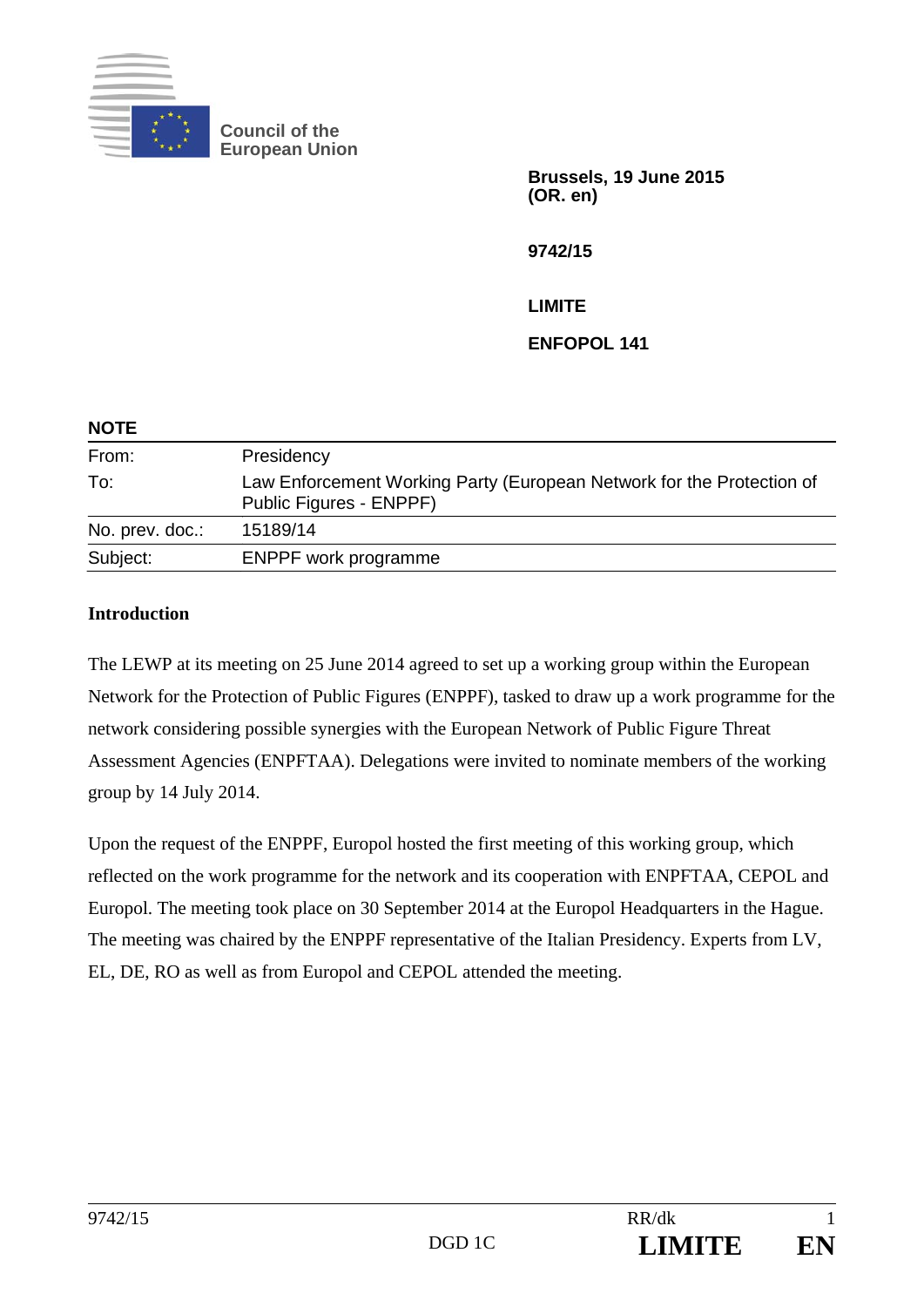Council of the European Union

**Brussels, 19 June 2015**
**(OR. en)**

**9742/15**

**LIMITE**

**ENFOPOL 141**

**NOTE**

| | |
|---|---|
| From: | Presidency |
| To: | Law Enforcement Working Party (European Network for the Protection of Public Figures - ENPPF) |
| No. prev. doc.: | 15189/14 |
| Subject: | ENPPF work programme |

**Introduction**

The LEWP at its meeting on 25 June 2014 agreed to set up a working group within the European Network for the Protection of Public Figures (ENPPF), tasked to draw up a work programme for the network considering possible synergies with the European Network of Public Figure Threat Assessment Agencies (ENPFTAA). Delegations were invited to nominate members of the working group by 14 July 2014.

Upon the request of the ENPPF, Europol hosted the first meeting of this working group, which reflected on the work programme for the network and its cooperation with ENPFTAA, CEPOL and Europol. The meeting took place on 30 September 2014 at the Europol Headquarters in the Hague. The meeting was chaired by the ENPPF representative of the Italian Presidency. Experts from LV, EL, DE, RO as well as from Europol and CEPOL attended the meeting.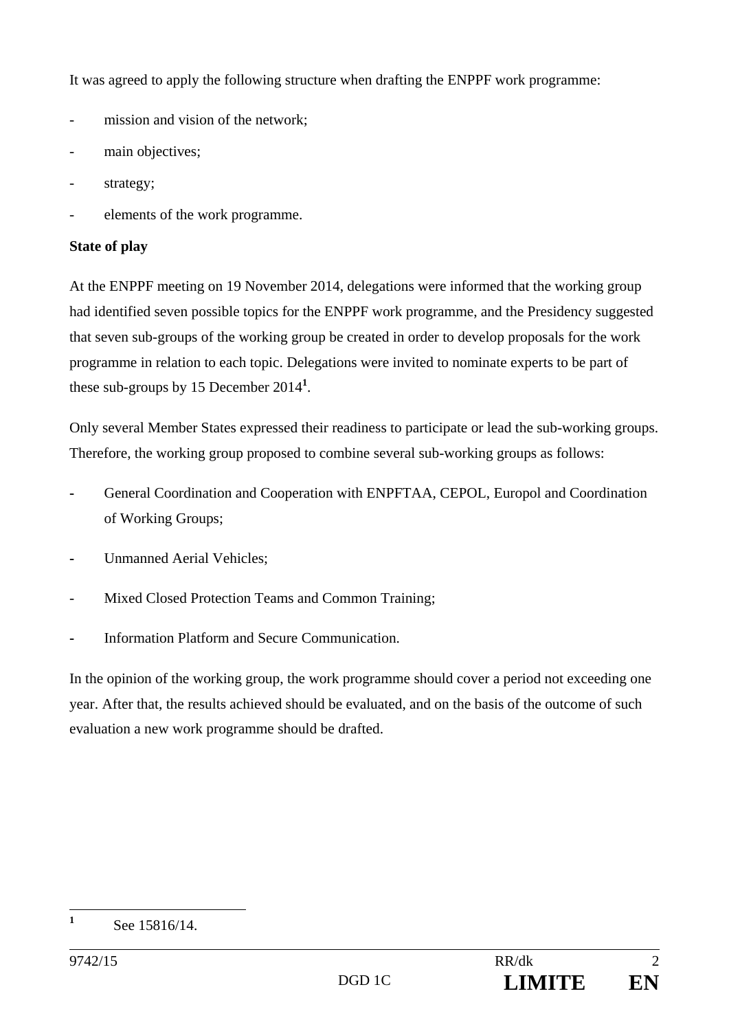It was agreed to apply the following structure when drafting the ENPPF work programme:

- mission and vision of the network;
- main objectives;
- strategy;
- elements of the work programme.

**State of play**

At the ENPPF meeting on 19 November 2014, delegations were informed that the working group had identified seven possible topics for the ENPPF work programme, and the Presidency suggested that seven sub-groups of the working group be created in order to develop proposals for the work programme in relation to each topic. Delegations were invited to nominate experts to be part of these sub-groups by 15 December 2014[1].

Only several Member States expressed their readiness to participate or lead the sub-working groups. Therefore, the working group proposed to combine several sub-working groups as follows:

- General Coordination and Cooperation with ENPFTAA, CEPOL, Europol and Coordination of Working Groups;
- Unmanned Aerial Vehicles;
- Mixed Closed Protection Teams and Common Training;
- Information Platform and Secure Communication.

In the opinion of the working group, the work programme should cover a period not exceeding one year. After that, the results achieved should be evaluated, and on the basis of the outcome of such evaluation a new work programme should be drafted.

[1] See 15816/14.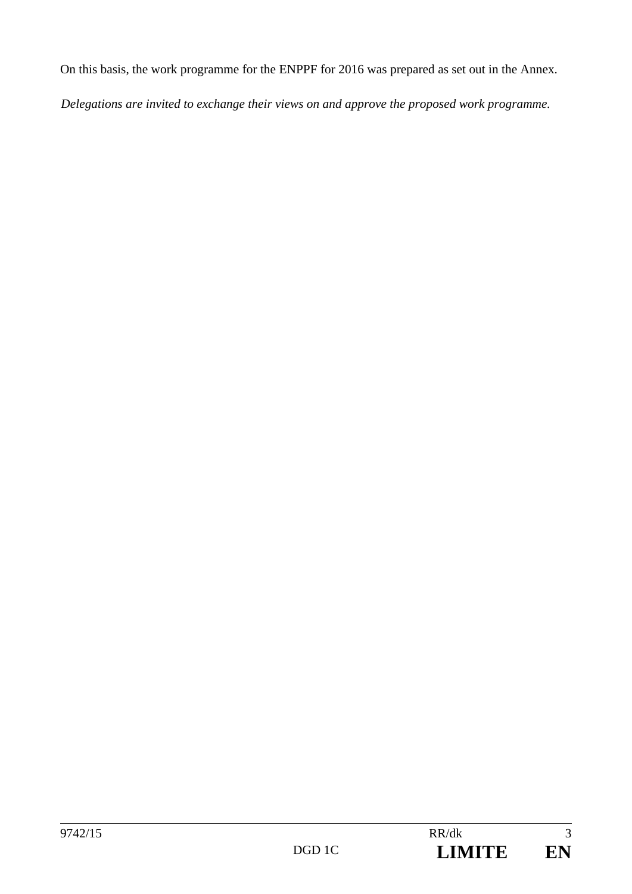On this basis, the work programme for the ENPPF for 2016 was prepared as set out in the Annex.

*Delegations are invited to exchange their views on and approve the proposed work programme.*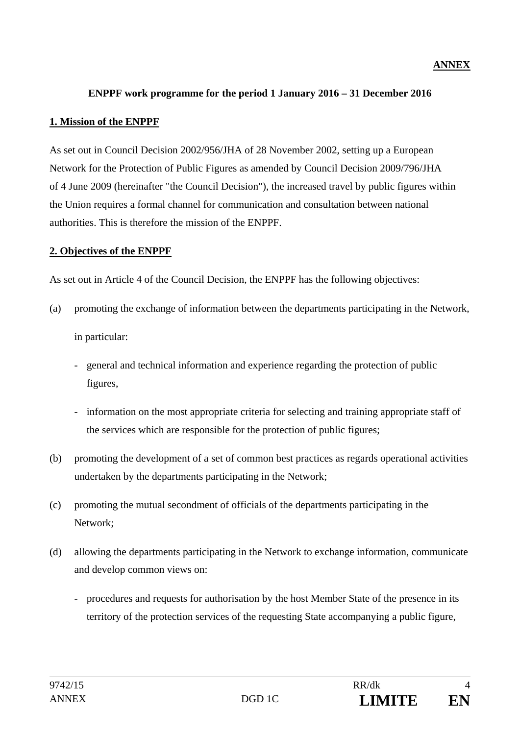**ANNEX**

**ENPPF work programme for the period 1 January 2016 – 31 December 2016**

**1. Mission of the ENPPF**

As set out in Council Decision 2002/956/JHA of 28 November 2002, setting up a European Network for the Protection of Public Figures as amended by Council Decision 2009/796/JHA of 4 June 2009 (hereinafter "the Council Decision"), the increased travel by public figures within the Union requires a formal channel for communication and consultation between national authorities. This is therefore the mission of the ENPPF.

**2. Objectives of the ENPPF**

As set out in Article 4 of the Council Decision, the ENPPF has the following objectives:

(a) promoting the exchange of information between the departments participating in the Network, in particular:

- general and technical information and experience regarding the protection of public figures,
- information on the most appropriate criteria for selecting and training appropriate staff of the services which are responsible for the protection of public figures;

(b) promoting the development of a set of common best practices as regards operational activities undertaken by the departments participating in the Network;

(c) promoting the mutual secondment of officials of the departments participating in the Network;

(d) allowing the departments participating in the Network to exchange information, communicate and develop common views on:

- procedures and requests for authorisation by the host Member State of the presence in its territory of the protection services of the requesting State accompanying a public figure,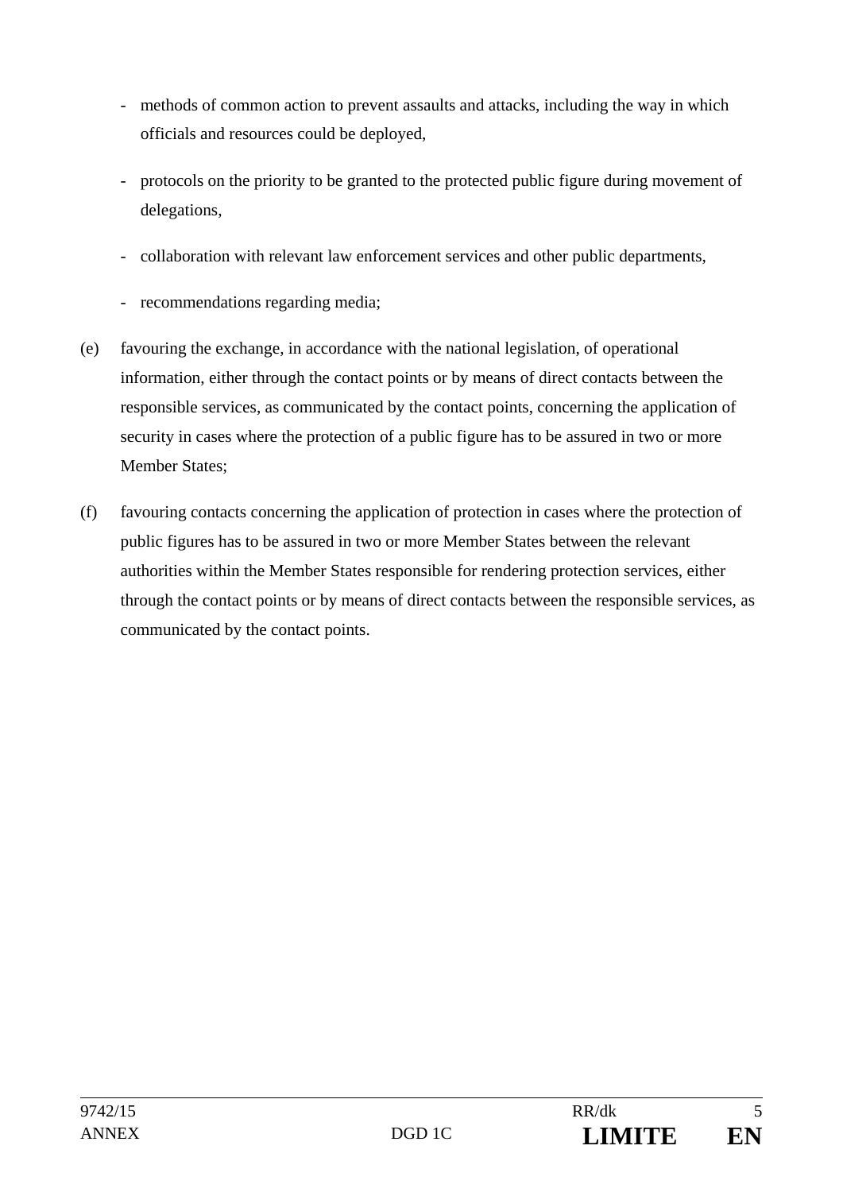- methods of common action to prevent assaults and attacks, including the way in which officials and resources could be deployed,

- protocols on the priority to be granted to the protected public figure during movement of delegations,

- collaboration with relevant law enforcement services and other public departments,

- recommendations regarding media;

(e) favouring the exchange, in accordance with the national legislation, of operational information, either through the contact points or by means of direct contacts between the responsible services, as communicated by the contact points, concerning the application of security in cases where the protection of a public figure has to be assured in two or more Member States;

(f) favouring contacts concerning the application of protection in cases where the protection of public figures has to be assured in two or more Member States between the relevant authorities within the Member States responsible for rendering protection services, either through the contact points or by means of direct contacts between the responsible services, as communicated by the contact points.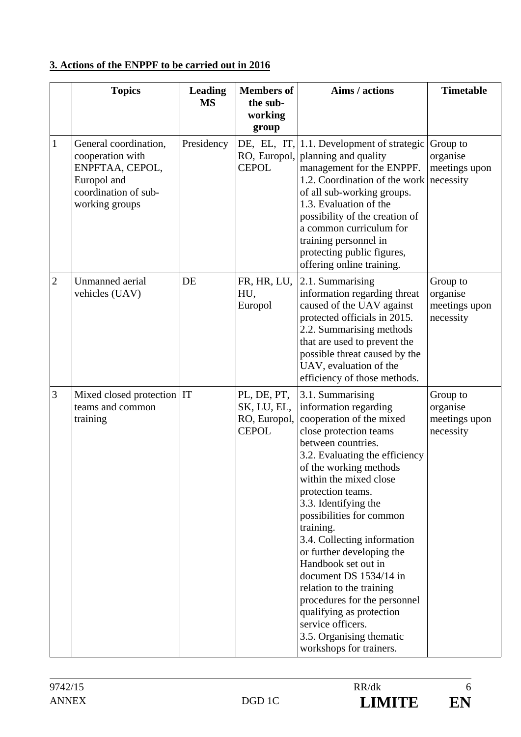**3. Actions of the ENPPF to be carried out in 2016**

| | Topics | Leading MS | Members of the sub-working group | Aims / actions | Timetable |
|---|---|---|---|---|---|
| 1 | General coordination, cooperation with ENPFTAA, CEPOL, Europol and coordination of sub-working groups | Presidency | DE, EL, IT, RO, Europol, CEPOL | 1.1. Development of strategic planning and quality management for the ENPPF.<br>1.2. Coordination of the work of all sub-working groups.<br>1.3. Evaluation of the possibility of the creation of a common curriculum for training personnel in protecting public figures, offering online training. | Group to organise meetings upon necessity |
| 2 | Unmanned aerial vehicles (UAV) | DE | FR, HR, LU, HU, Europol | 2.1. Summarising information regarding threat caused of the UAV against protected officials in 2015.<br>2.2. Summarising methods that are used to prevent the possible threat caused by the UAV, evaluation of the efficiency of those methods. | Group to organise meetings upon necessity |
| 3 | Mixed closed protection teams and common training | IT | PL, DE, PT, SK, LU, EL, RO, Europol, CEPOL | 3.1. Summarising information regarding cooperation of the mixed close protection teams between countries.<br>3.2. Evaluating the efficiency of the working methods within the mixed close protection teams.<br>3.3. Identifying the possibilities for common training.<br>3.4. Collecting information or further developing the Handbook set out in document DS 1534/14 in relation to the training procedures for the personnel qualifying as protection service officers.<br>3.5. Organising thematic workshops for trainers. | Group to organise meetings upon necessity |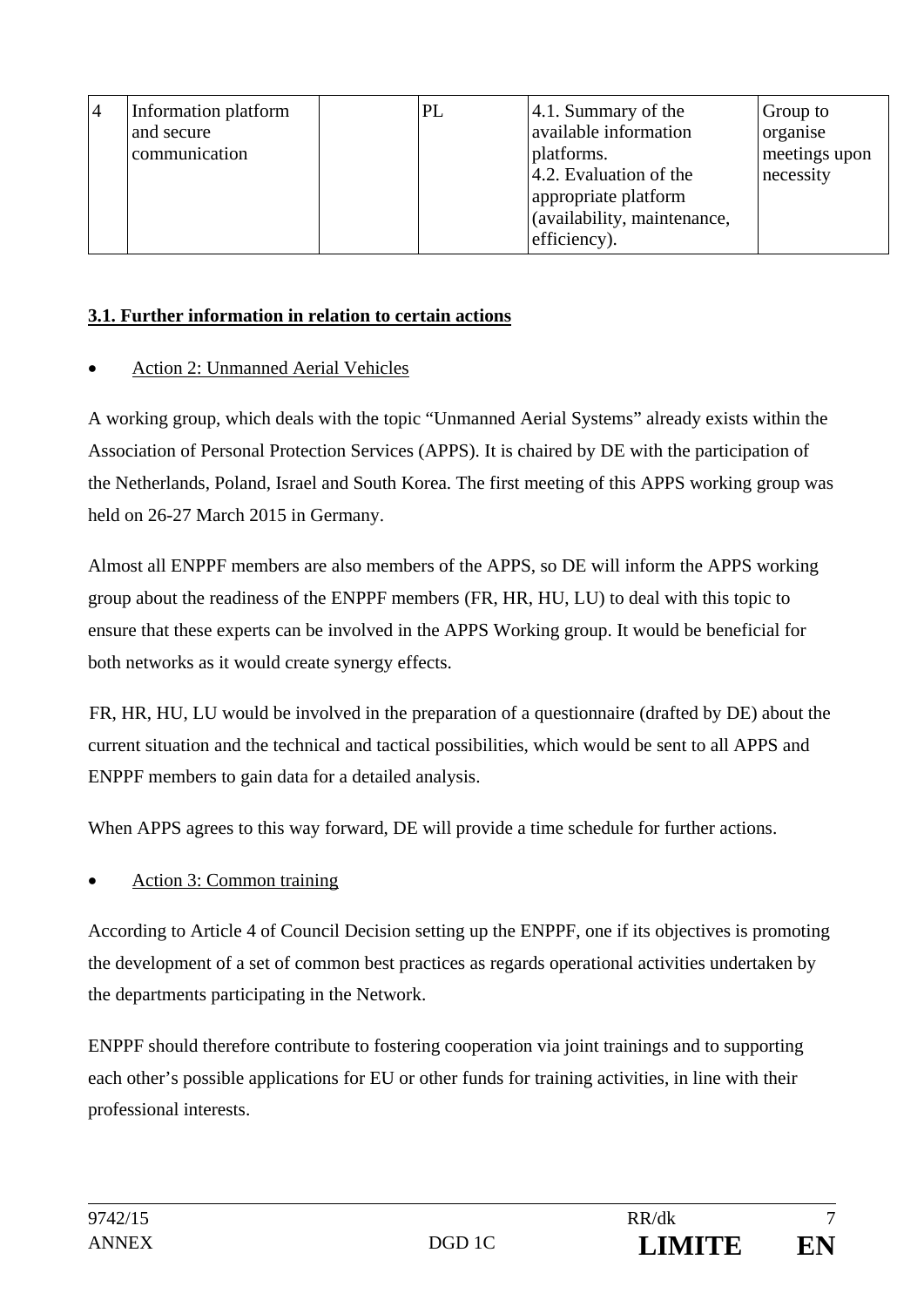| 4 | Information platform and secure communication | | PL | 4.1. Summary of the available information platforms.<br>4.2. Evaluation of the appropriate platform (availability, maintenance, efficiency). | Group to organise meetings upon necessity |
|---|---|---|---|---|---|

**3.1. Further information in relation to certain actions**

- Action 2: Unmanned Aerial Vehicles

A working group, which deals with the topic "Unmanned Aerial Systems" already exists within the Association of Personal Protection Services (APPS). It is chaired by DE with the participation of the Netherlands, Poland, Israel and South Korea. The first meeting of this APPS working group was held on 26-27 March 2015 in Germany.

Almost all ENPPF members are also members of the APPS, so DE will inform the APPS working group about the readiness of the ENPPF members (FR, HR, HU, LU) to deal with this topic to ensure that these experts can be involved in the APPS Working group. It would be beneficial for both networks as it would create synergy effects.

FR, HR, HU, LU would be involved in the preparation of a questionnaire (drafted by DE) about the current situation and the technical and tactical possibilities, which would be sent to all APPS and ENPPF members to gain data for a detailed analysis.

When APPS agrees to this way forward, DE will provide a time schedule for further actions.

- Action 3: Common training

According to Article 4 of Council Decision setting up the ENPPF, one if its objectives is promoting the development of a set of common best practices as regards operational activities undertaken by the departments participating in the Network.

ENPPF should therefore contribute to fostering cooperation via joint trainings and to supporting each other's possible applications for EU or other funds for training activities, in line with their professional interests.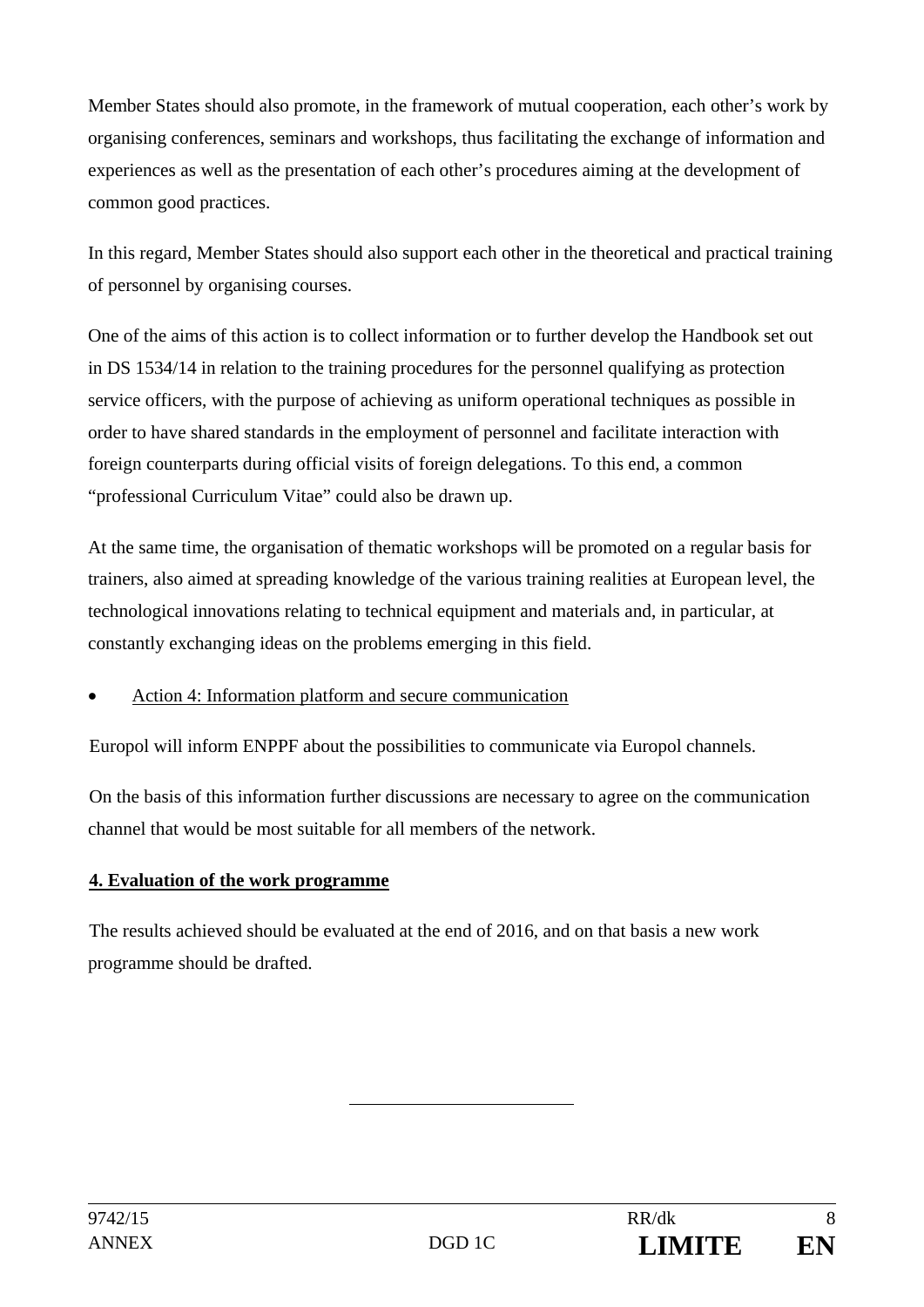Member States should also promote, in the framework of mutual cooperation, each other's work by organising conferences, seminars and workshops, thus facilitating the exchange of information and experiences as well as the presentation of each other's procedures aiming at the development of common good practices.

In this regard, Member States should also support each other in the theoretical and practical training of personnel by organising courses.

One of the aims of this action is to collect information or to further develop the Handbook set out in DS 1534/14 in relation to the training procedures for the personnel qualifying as protection service officers, with the purpose of achieving as uniform operational techniques as possible in order to have shared standards in the employment of personnel and facilitate interaction with foreign counterparts during official visits of foreign delegations. To this end, a common "professional Curriculum Vitae" could also be drawn up.

At the same time, the organisation of thematic workshops will be promoted on a regular basis for trainers, also aimed at spreading knowledge of the various training realities at European level, the technological innovations relating to technical equipment and materials and, in particular, at constantly exchanging ideas on the problems emerging in this field.

- Action 4: Information platform and secure communication

Europol will inform ENPPF about the possibilities to communicate via Europol channels.

On the basis of this information further discussions are necessary to agree on the communication channel that would be most suitable for all members of the network.

## 4. Evaluation of the work programme

The results achieved should be evaluated at the end of 2016, and on that basis a new work programme should be drafted.